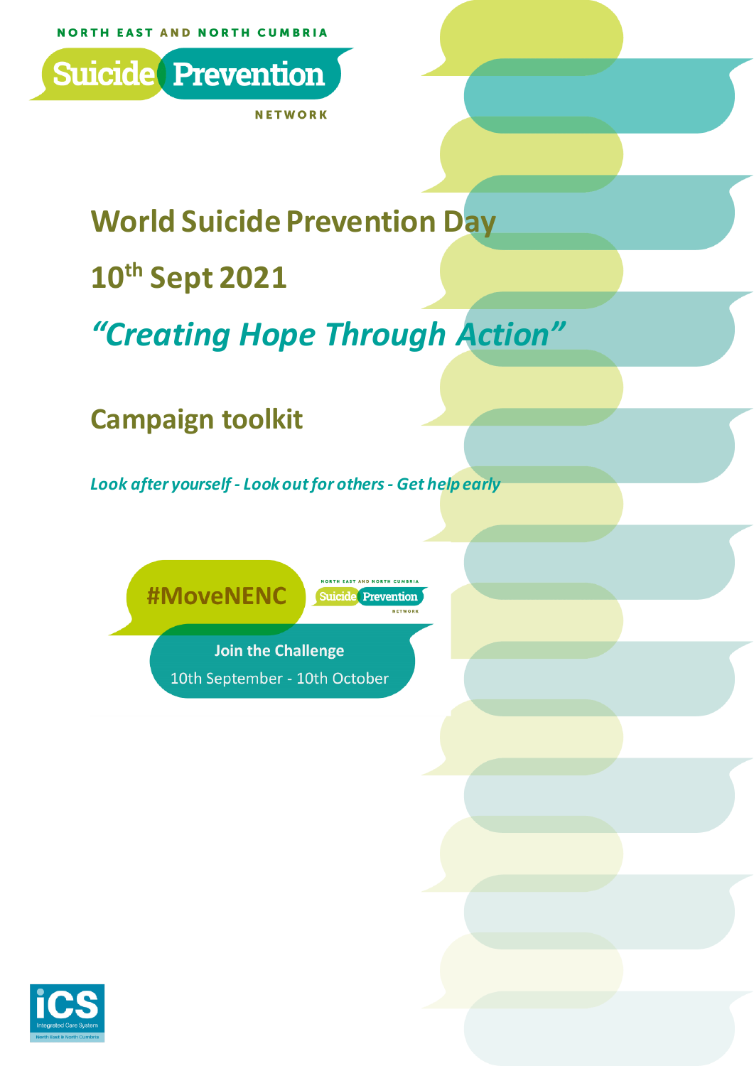NORTH EAST AND NORTH CUMBRIA

Suicide Prevention

NETWORK

# World Suicide Prevention Day

# 10th Sept 2021

## *“Creating Hope Through Action”*

## Campaign toolkit

*Look after yourself - Look out for others - Get help early*

**#MoveNENC**

NORTH EAST AND NORTH CUMBRIA Suicide Prevention NETWORK

**Join the Challenge**

10th September - 10th October

iCS Integrated Care System North East & North Cumbria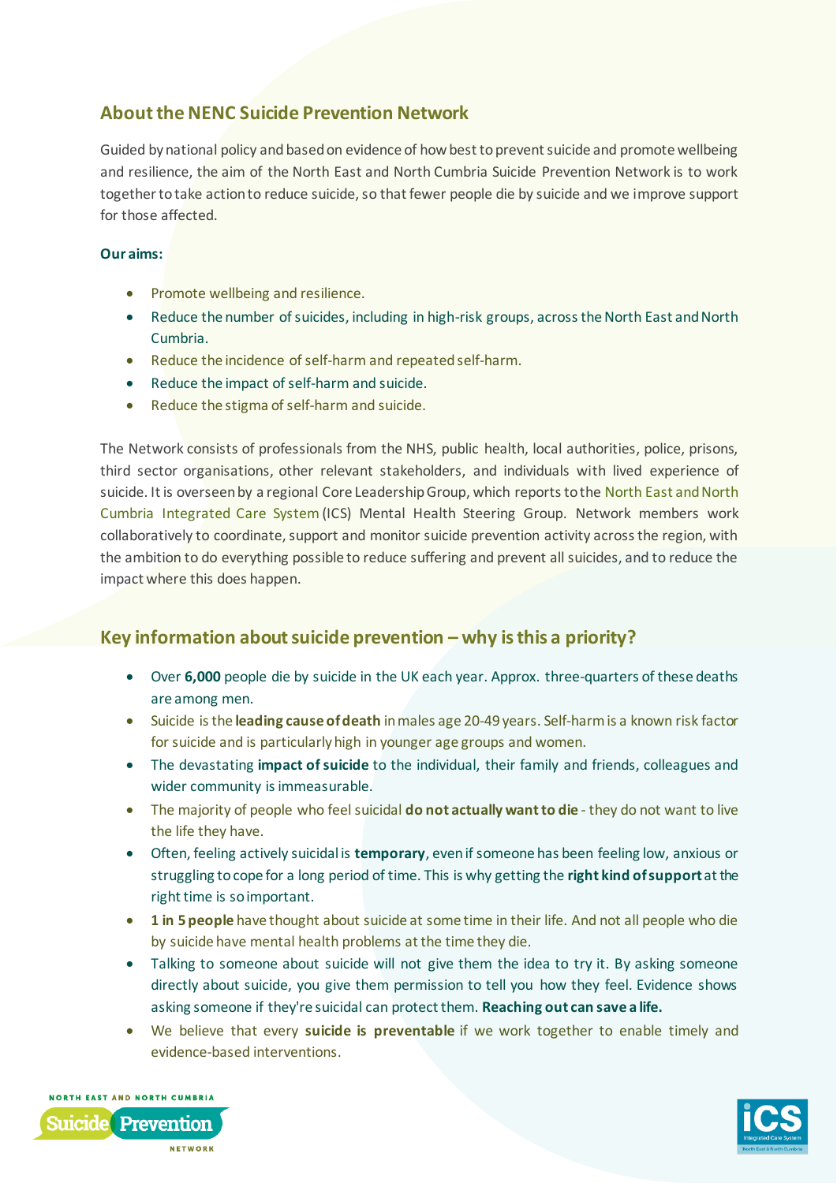## About the NENC Suicide Prevention Network

Guided by national policy and based on evidence of how best to prevent suicide and promote wellbeing and resilience, the aim of the North East and North Cumbria Suicide Prevention Network is to work together to take action to reduce suicide, so that fewer people die by suicide and we improve support for those affected.

**Our aims:**

- Promote wellbeing and resilience.
- Reduce the number of suicides, including in high-risk groups, across the North East and North Cumbria.
- Reduce the incidence of self-harm and repeated self-harm.
- Reduce the impact of self-harm and suicide.
- Reduce the stigma of self-harm and suicide.

The Network consists of professionals from the NHS, public health, local authorities, police, prisons, third sector organisations, other relevant stakeholders, and individuals with lived experience of suicide. It is overseen by a regional Core Leadership Group, which reports to the North East and North Cumbria Integrated Care System (ICS) Mental Health Steering Group. Network members work collaboratively to coordinate, support and monitor suicide prevention activity across the region, with the ambition to do everything possible to reduce suffering and prevent all suicides, and to reduce the impact where this does happen.

## Key information about suicide prevention – why is this a priority?

- Over **6,000** people die by suicide in the UK each year. Approx. three-quarters of these deaths are among men.
- Suicide is the **leading cause of death** in males age 20-49 years. Self-harm is a known risk factor for suicide and is particularly high in younger age groups and women.
- The devastating **impact of suicide** to the individual, their family and friends, colleagues and wider community is immeasurable.
- The majority of people who feel suicidal **do not actually want to die** - they do not want to live the life they have.
- Often, feeling actively suicidal is **temporary**, even if someone has been feeling low, anxious or struggling to cope for a long period of time. This is why getting the **right kind of support** at the right time is so important.
- **1 in 5 people** have thought about suicide at some time in their life. And not all people who die by suicide have mental health problems at the time they die.
- Talking to someone about suicide will not give them the idea to try it. By asking someone directly about suicide, you give them permission to tell you how they feel. Evidence shows asking someone if they're suicidal can protect them. **Reaching out can save a life.**
- We believe that every **suicide is preventable** if we work together to enable timely and evidence-based interventions.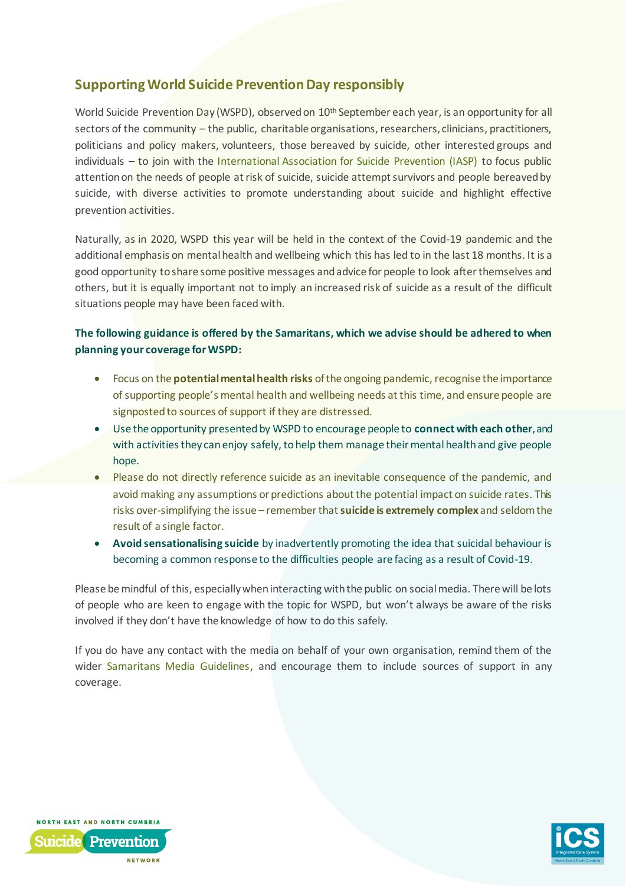## Supporting World Suicide Prevention Day responsibly

World Suicide Prevention Day (WSPD), observed on 10th September each year, is an opportunity for all sectors of the community – the public, charitable organisations, researchers, clinicians, practitioners, politicians and policy makers, volunteers, those bereaved by suicide, other interested groups and individuals – to join with the International Association for Suicide Prevention (IASP) to focus public attention on the needs of people at risk of suicide, suicide attempt survivors and people bereaved by suicide, with diverse activities to promote understanding about suicide and highlight effective prevention activities.

Naturally, as in 2020, WSPD this year will be held in the context of the Covid-19 pandemic and the additional emphasis on mental health and wellbeing which this has led to in the last 18 months. It is a good opportunity to share some positive messages and advice for people to look after themselves and others, but it is equally important not to imply an increased risk of suicide as a result of the difficult situations people may have been faced with.

**The following guidance is offered by the Samaritans, which we advise should be adhered to when planning your coverage for WSPD:**

- Focus on the **potential mental health risks** of the ongoing pandemic, recognise the importance of supporting people's mental health and wellbeing needs at this time, and ensure people are signposted to sources of support if they are distressed.
- Use the opportunity presented by WSPD to encourage people to **connect with each other**, and with activities they can enjoy safely, to help them manage their mental health and give people hope.
- Please do not directly reference suicide as an inevitable consequence of the pandemic, and avoid making any assumptions or predictions about the potential impact on suicide rates. This risks over-simplifying the issue – remember that **suicide is extremely complex** and seldom the result of a single factor.
- **Avoid sensationalising suicide** by inadvertently promoting the idea that suicidal behaviour is becoming a common response to the difficulties people are facing as a result of Covid-19.

Please be mindful of this, especially when interacting with the public on social media. There will be lots of people who are keen to engage with the topic for WSPD, but won't always be aware of the risks involved if they don't have the knowledge of how to do this safely.

If you do have any contact with the media on behalf of your own organisation, remind them of the wider Samaritans Media Guidelines, and encourage them to include sources of support in any coverage.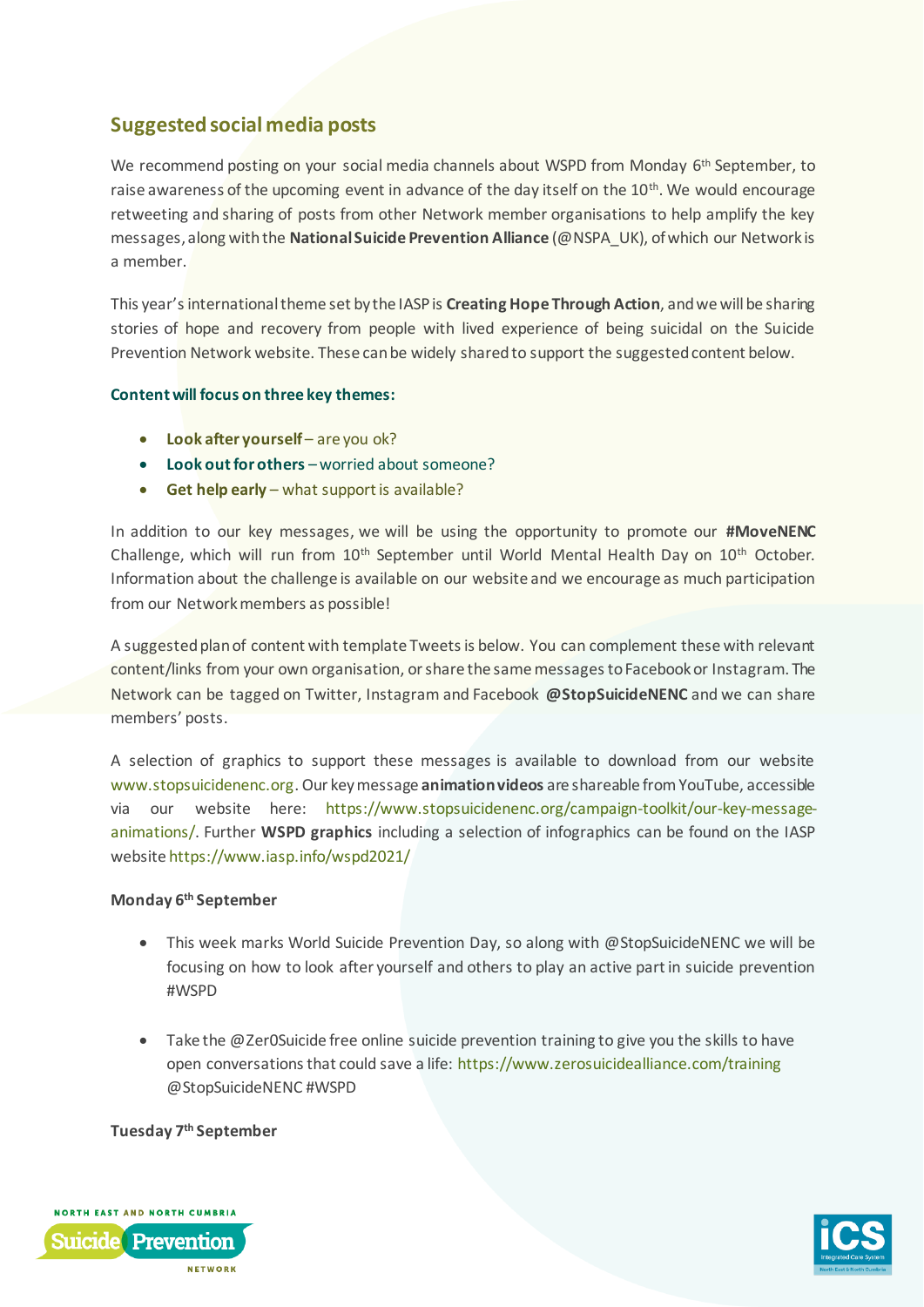## Suggested social media posts

We recommend posting on your social media channels about WSPD from Monday 6th September, to raise awareness of the upcoming event in advance of the day itself on the 10th. We would encourage retweeting and sharing of posts from other Network member organisations to help amplify the key messages, along with the **National Suicide Prevention Alliance** (@NSPA_UK), of which our Network is a member.

This year's international theme set by the IASP is **Creating Hope Through Action**, and we will be sharing stories of hope and recovery from people with lived experience of being suicidal on the Suicide Prevention Network website. These can be widely shared to support the suggested content below.

**Content will focus on three key themes:**

- **Look after yourself** – are you ok?
- **Look out for others** – worried about someone?
- **Get help early** – what support is available?

In addition to our key messages, we will be using the opportunity to promote our **#MoveNENC** Challenge, which will run from 10th September until World Mental Health Day on 10th October. Information about the challenge is available on our website and we encourage as much participation from our Network members as possible!

A suggested plan of content with template Tweets is below. You can complement these with relevant content/links from your own organisation, or share the same messages to Facebook or Instagram. The Network can be tagged on Twitter, Instagram and Facebook **@StopSuicideNENC** and we can share members' posts.

A selection of graphics to support these messages is available to download from our website www.stopsuicidenenc.org. Our key message **animation videos** are shareable from YouTube, accessible via our website here: https://www.stopsuicidenenc.org/campaign-toolkit/our-key-message-animations/. Further **WSPD graphics** including a selection of infographics can be found on the IASP website https://www.iasp.info/wspd2021/

**Monday 6th September**

- This week marks World Suicide Prevention Day, so along with @StopSuicideNENC we will be focusing on how to look after yourself and others to play an active part in suicide prevention #WSPD

- Take the @Zer0Suicide free online suicide prevention training to give you the skills to have open conversations that could save a life: https://www.zerosuicidealliance.com/training @StopSuicideNENC #WSPD

**Tuesday 7th September**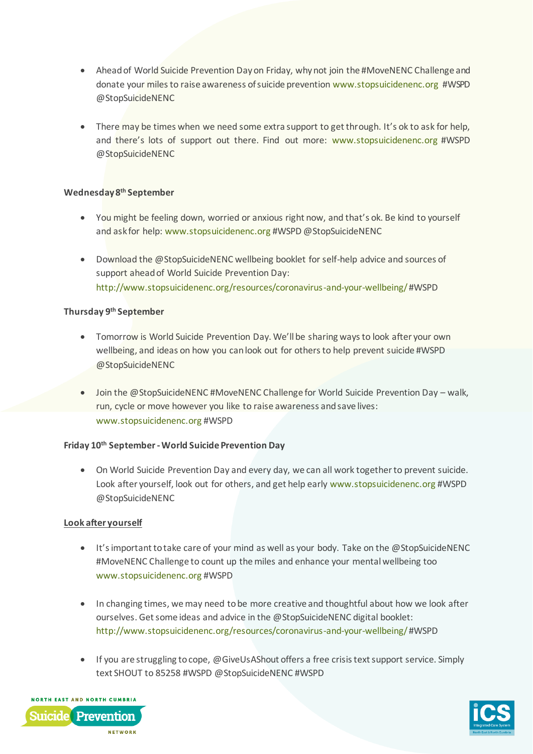- Ahead of World Suicide Prevention Day on Friday, why not join the #MoveNENC Challenge and donate your miles to raise awareness of suicide prevention www.stopsuicidenenc.org #WSPD @StopSuicideNENC

- There may be times when we need some extra support to get through. It's ok to ask for help, and there's lots of support out there. Find out more: www.stopsuicidenenc.org #WSPD @StopSuicideNENC

**Wednesday 8th September**

- You might be feeling down, worried or anxious right now, and that's ok. Be kind to yourself and ask for help: www.stopsuicidenenc.org #WSPD @StopSuicideNENC

- Download the @StopSuicideNENC wellbeing booklet for self-help advice and sources of support ahead of World Suicide Prevention Day: http://www.stopsuicidenenc.org/resources/coronavirus-and-your-wellbeing/ #WSPD

**Thursday 9th September**

- Tomorrow is World Suicide Prevention Day. We'll be sharing ways to look after your own wellbeing, and ideas on how you can look out for others to help prevent suicide #WSPD @StopSuicideNENC

- Join the @StopSuicideNENC #MoveNENC Challenge for World Suicide Prevention Day – walk, run, cycle or move however you like to raise awareness and save lives: www.stopsuicidenenc.org #WSPD

**Friday 10th September - World Suicide Prevention Day**

- On World Suicide Prevention Day and every day, we can all work together to prevent suicide. Look after yourself, look out for others, and get help early www.stopsuicidenenc.org #WSPD @StopSuicideNENC

**Look after yourself**

- It's important to take care of your mind as well as your body. Take on the @StopSuicideNENC #MoveNENC Challenge to count up the miles and enhance your mental wellbeing too www.stopsuicidenenc.org #WSPD

- In changing times, we may need to be more creative and thoughtful about how we look after ourselves. Get some ideas and advice in the @StopSuicideNENC digital booklet: http://www.stopsuicidenenc.org/resources/coronavirus-and-your-wellbeing/ #WSPD

- If you are struggling to cope, @GiveUsAShout offers a free crisis text support service. Simply text SHOUT to 85258 #WSPD @StopSuicideNENC #WSPD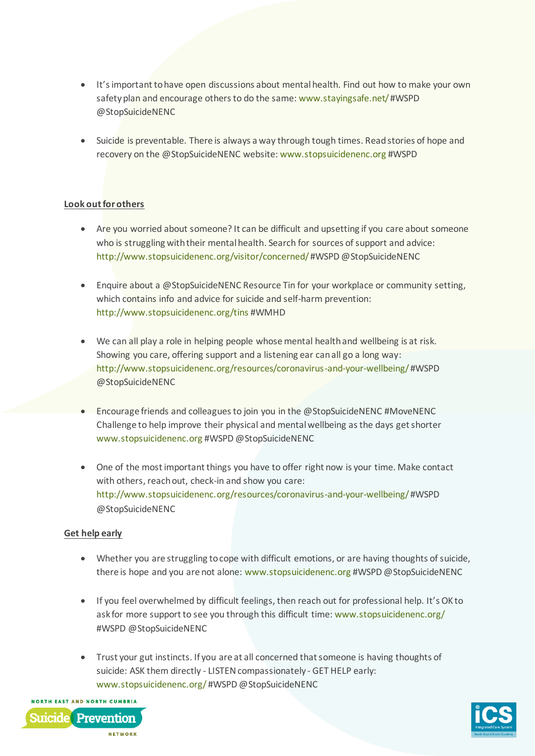- It's important to have open discussions about mental health. Find out how to make your own safety plan and encourage others to do the same: www.stayingsafe.net/ #WSPD @StopSuicideNENC

- Suicide is preventable. There is always a way through tough times. Read stories of hope and recovery on the @StopSuicideNENC website: www.stopsuicidenenc.org #WSPD

**Look out for others**

- Are you worried about someone? It can be difficult and upsetting if you care about someone who is struggling with their mental health. Search for sources of support and advice: http://www.stopsuicidenenc.org/visitor/concerned/ #WSPD @StopSuicideNENC

- Enquire about a @StopSuicideNENC Resource Tin for your workplace or community setting, which contains info and advice for suicide and self-harm prevention: http://www.stopsuicidenenc.org/tins #WMHD

- We can all play a role in helping people whose mental health and wellbeing is at risk. Showing you care, offering support and a listening ear can all go a long way: http://www.stopsuicidenenc.org/resources/coronavirus-and-your-wellbeing/ #WSPD @StopSuicideNENC

- Encourage friends and colleagues to join you in the @StopSuicideNENC #MoveNENC Challenge to help improve their physical and mental wellbeing as the days get shorter www.stopsuicidenenc.org #WSPD @StopSuicideNENC

- One of the most important things you have to offer right now is your time. Make contact with others, reach out, check-in and show you care: http://www.stopsuicidenenc.org/resources/coronavirus-and-your-wellbeing/ #WSPD @StopSuicideNENC

**Get help early**

- Whether you are struggling to cope with difficult emotions, or are having thoughts of suicide, there is hope and you are not alone: www.stopsuicidenenc.org #WSPD @StopSuicideNENC

- If you feel overwhelmed by difficult feelings, then reach out for professional help. It's OK to ask for more support to see you through this difficult time: www.stopsuicidenenc.org/ #WSPD @StopSuicideNENC

- Trust your gut instincts. If you are at all concerned that someone is having thoughts of suicide: ASK them directly - LISTEN compassionately - GET HELP early: www.stopsuicidenenc.org/ #WSPD @StopSuicideNENC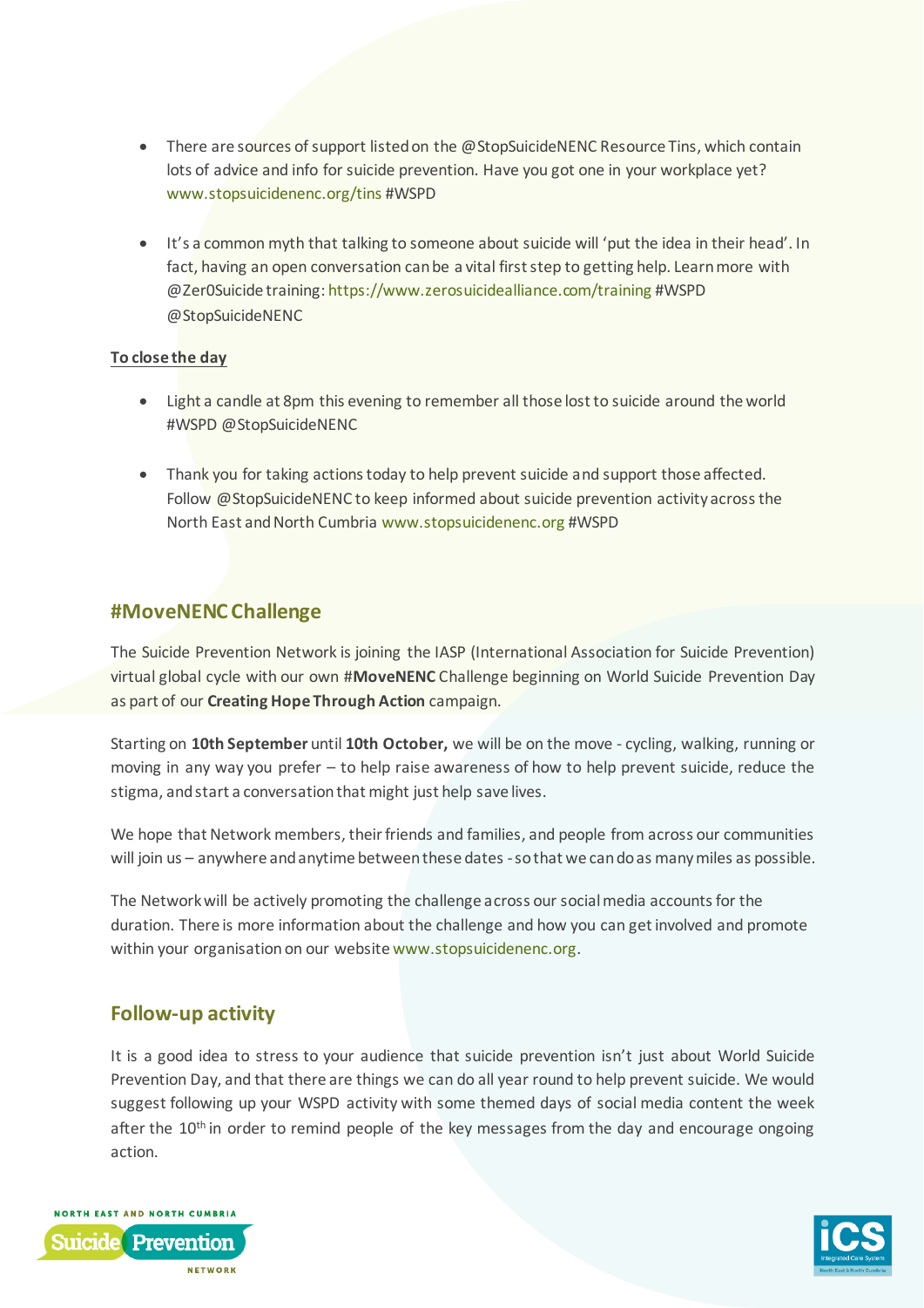- There are sources of support listed on the @StopSuicideNENC Resource Tins, which contain lots of advice and info for suicide prevention. Have you got one in your workplace yet? www.stopsuicidenenc.org/tins #WSPD

- It's a common myth that talking to someone about suicide will 'put the idea in their head'. In fact, having an open conversation can be a vital first step to getting help. Learn more with @Zer0Suicide training: https://www.zerosuicidealliance.com/training #WSPD @StopSuicideNENC

**To close the day**

- Light a candle at 8pm this evening to remember all those lost to suicide around the world #WSPD @StopSuicideNENC

- Thank you for taking actions today to help prevent suicide and support those affected. Follow @StopSuicideNENC to keep informed about suicide prevention activity across the North East and North Cumbria www.stopsuicidenenc.org #WSPD

## #MoveNENC Challenge

The Suicide Prevention Network is joining the IASP (International Association for Suicide Prevention) virtual global cycle with our own #**MoveNENC** Challenge beginning on World Suicide Prevention Day as part of our **Creating Hope Through Action** campaign.

Starting on **10th September** until **10th October,** we will be on the move - cycling, walking, running or moving in any way you prefer – to help raise awareness of how to help prevent suicide, reduce the stigma, and start a conversation that might just help save lives.

We hope that Network members, their friends and families, and people from across our communities will join us – anywhere and anytime between these dates - so that we can do as many miles as possible.

The Network will be actively promoting the challenge across our social media accounts for the duration. There is more information about the challenge and how you can get involved and promote within your organisation on our website www.stopsuicidenenc.org.

## Follow-up activity

It is a good idea to stress to your audience that suicide prevention isn't just about World Suicide Prevention Day, and that there are things we can do all year round to help prevent suicide. We would suggest following up your WSPD activity with some themed days of social media content the week after the 10th in order to remind people of the key messages from the day and encourage ongoing action.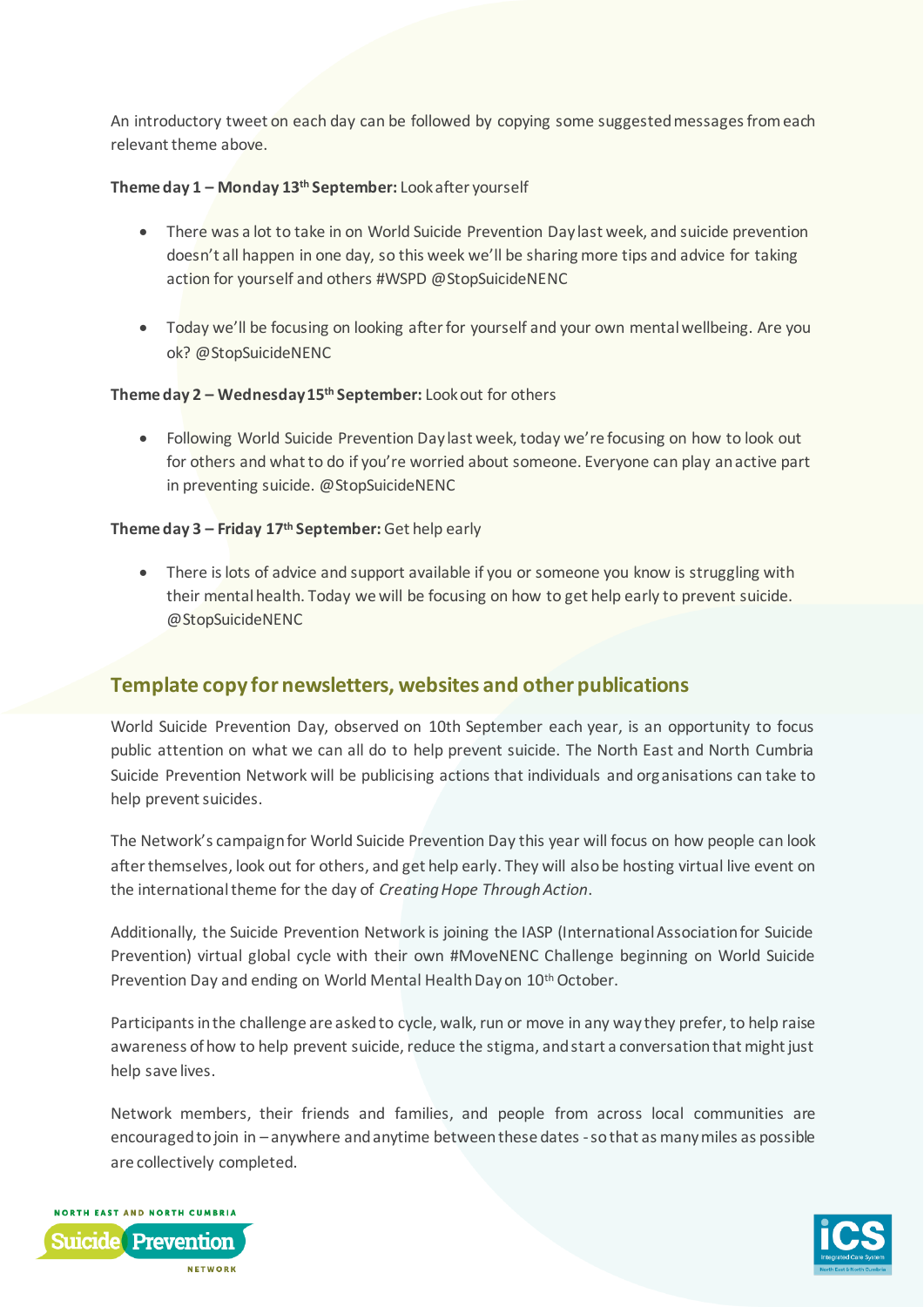An introductory tweet on each day can be followed by copying some suggested messages from each relevant theme above.

**Theme day 1 – Monday 13th September:** Look after yourself

- There was a lot to take in on World Suicide Prevention Day last week, and suicide prevention doesn't all happen in one day, so this week we'll be sharing more tips and advice for taking action for yourself and others #WSPD @StopSuicideNENC

- Today we'll be focusing on looking after for yourself and your own mental wellbeing. Are you ok? @StopSuicideNENC

**Theme day 2 – Wednesday 15th September:** Look out for others

- Following World Suicide Prevention Day last week, today we're focusing on how to look out for others and what to do if you're worried about someone. Everyone can play an active part in preventing suicide. @StopSuicideNENC

**Theme day 3 – Friday 17th September:** Get help early

- There is lots of advice and support available if you or someone you know is struggling with their mental health. Today we will be focusing on how to get help early to prevent suicide. @StopSuicideNENC

## Template copy for newsletters, websites and other publications

World Suicide Prevention Day, observed on 10th September each year, is an opportunity to focus public attention on what we can all do to help prevent suicide. The North East and North Cumbria Suicide Prevention Network will be publicising actions that individuals and organisations can take to help prevent suicides.

The Network's campaign for World Suicide Prevention Day this year will focus on how people can look after themselves, look out for others, and get help early. They will also be hosting virtual live event on the international theme for the day of *Creating Hope Through Action*.

Additionally, the Suicide Prevention Network is joining the IASP (International Association for Suicide Prevention) virtual global cycle with their own #MoveNENC Challenge beginning on World Suicide Prevention Day and ending on World Mental Health Day on 10th October.

Participants in the challenge are asked to cycle, walk, run or move in any way they prefer, to help raise awareness of how to help prevent suicide, reduce the stigma, and start a conversation that might just help save lives.

Network members, their friends and families, and people from across local communities are encouraged to join in – anywhere and anytime between these dates - so that as many miles as possible are collectively completed.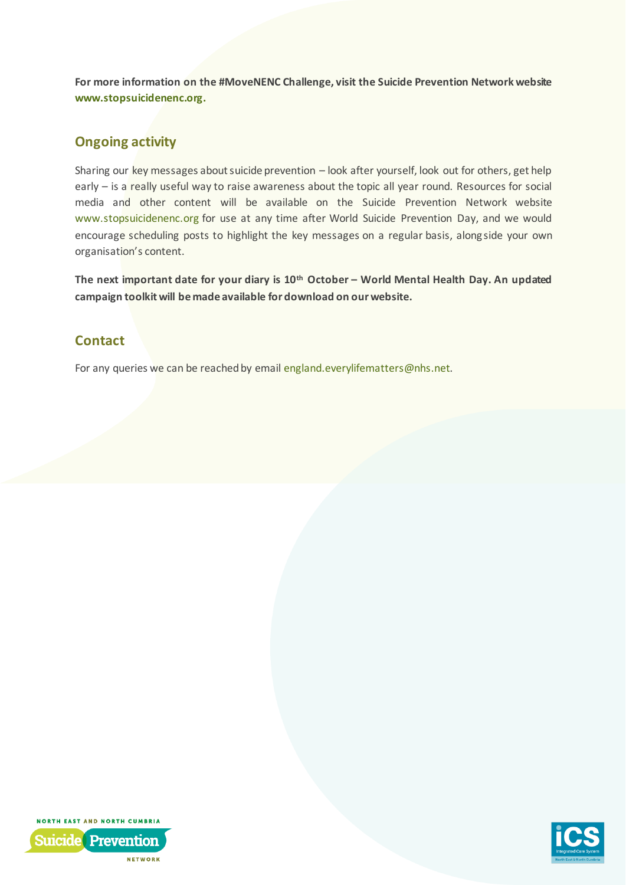**For more information on the #MoveNENC Challenge, visit the Suicide Prevention Network website www.stopsuicidenenc.org.**

## Ongoing activity

Sharing our key messages about suicide prevention – look after yourself, look out for others, get help early – is a really useful way to raise awareness about the topic all year round. Resources for social media and other content will be available on the Suicide Prevention Network website www.stopsuicidenenc.org for use at any time after World Suicide Prevention Day, and we would encourage scheduling posts to highlight the key messages on a regular basis, alongside your own organisation's content.

**The next important date for your diary is 10th October – World Mental Health Day. An updated campaign toolkit will be made available for download on our website.**

## Contact

For any queries we can be reached by email england.everylifematters@nhs.net.

NORTH EAST AND NORTH CUMBRIA Suicide Prevention NETWORK

iCS Integrated Care System North East & North Cumbria